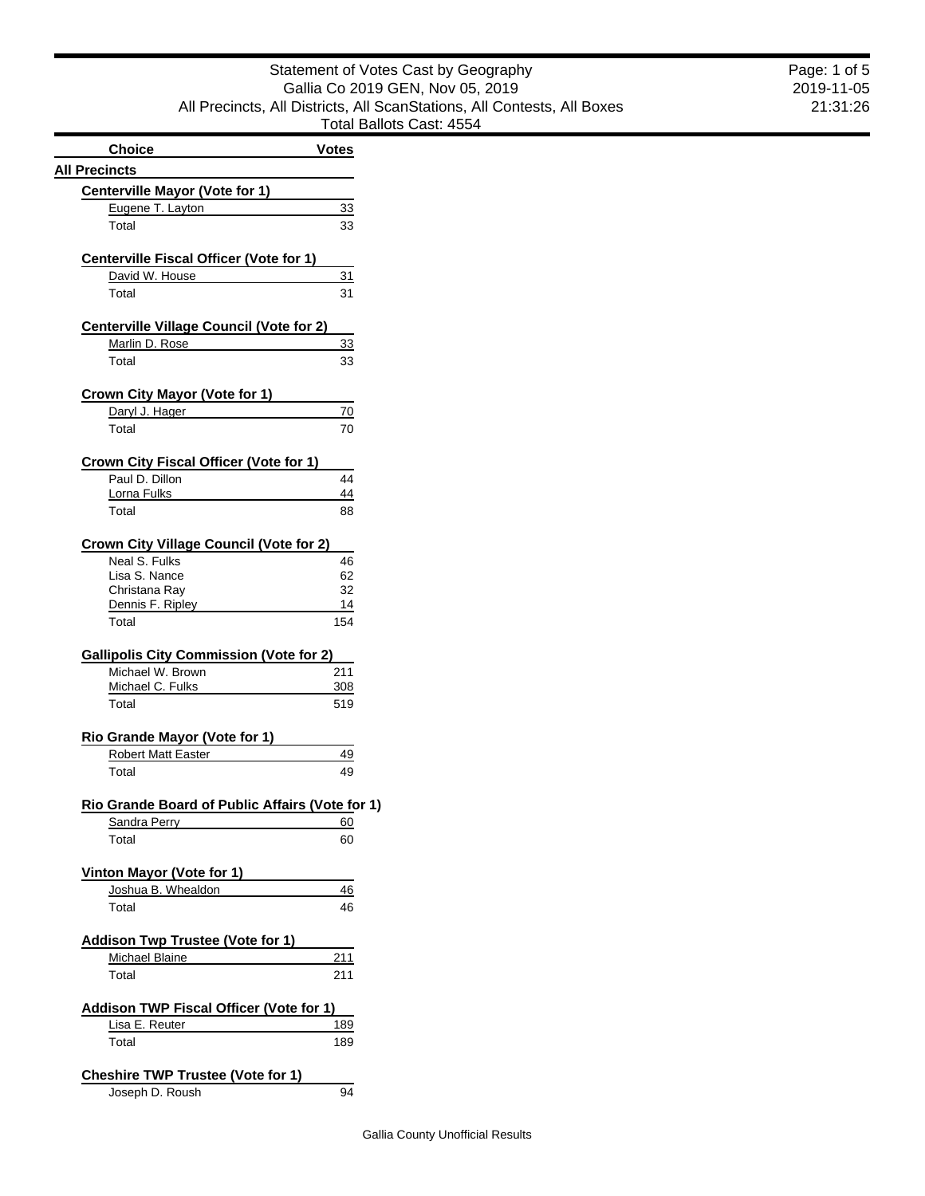# Statement of Votes Cast by Geography

Gallia Co 2019 GEN, Nov 05, 2019

All Precincts, All Districts, All ScanStations, All Contests, All Boxes

Total Ballots Cast: 4554

| Choice | Votes |
|---|---|
| **All Precincts** | |
| **Centerville Mayor (Vote for 1)** | |
| Eugene T. Layton | 33 |
| Total | 33 |
| **Centerville Fiscal Officer (Vote for 1)** | |
| David W. House | 31 |
| Total | 31 |
| **Centerville Village Council (Vote for 2)** | |
| Marlin D. Rose | 33 |
| Total | 33 |
| **Crown City Mayor (Vote for 1)** | |
| Daryl J. Hager | 70 |
| Total | 70 |
| **Crown City Fiscal Officer (Vote for 1)** | |
| Paul D. Dillon | 44 |
| Lorna Fulks | 44 |
| Total | 88 |
| **Crown City Village Council (Vote for 2)** | |
| Neal S. Fulks | 46 |
| Lisa S. Nance | 62 |
| Christana Ray | 32 |
| Dennis F. Ripley | 14 |
| Total | 154 |
| **Gallipolis City Commission (Vote for 2)** | |
| Michael W. Brown | 211 |
| Michael C. Fulks | 308 |
| Total | 519 |
| **Rio Grande Mayor (Vote for 1)** | |
| Robert Matt Easter | 49 |
| Total | 49 |
| **Rio Grande Board of Public Affairs (Vote for 1)** | |
| Sandra Perry | 60 |
| Total | 60 |
| **Vinton Mayor (Vote for 1)** | |
| Joshua B. Whealdon | 46 |
| Total | 46 |
| **Addison Twp Trustee (Vote for 1)** | |
| Michael Blaine | 211 |
| Total | 211 |
| **Addison TWP Fiscal Officer (Vote for 1)** | |
| Lisa E. Reuter | 189 |
| Total | 189 |
| **Cheshire TWP Trustee (Vote for 1)** | |
| Joseph D. Roush | 94 |

Gallia County Unofficial Results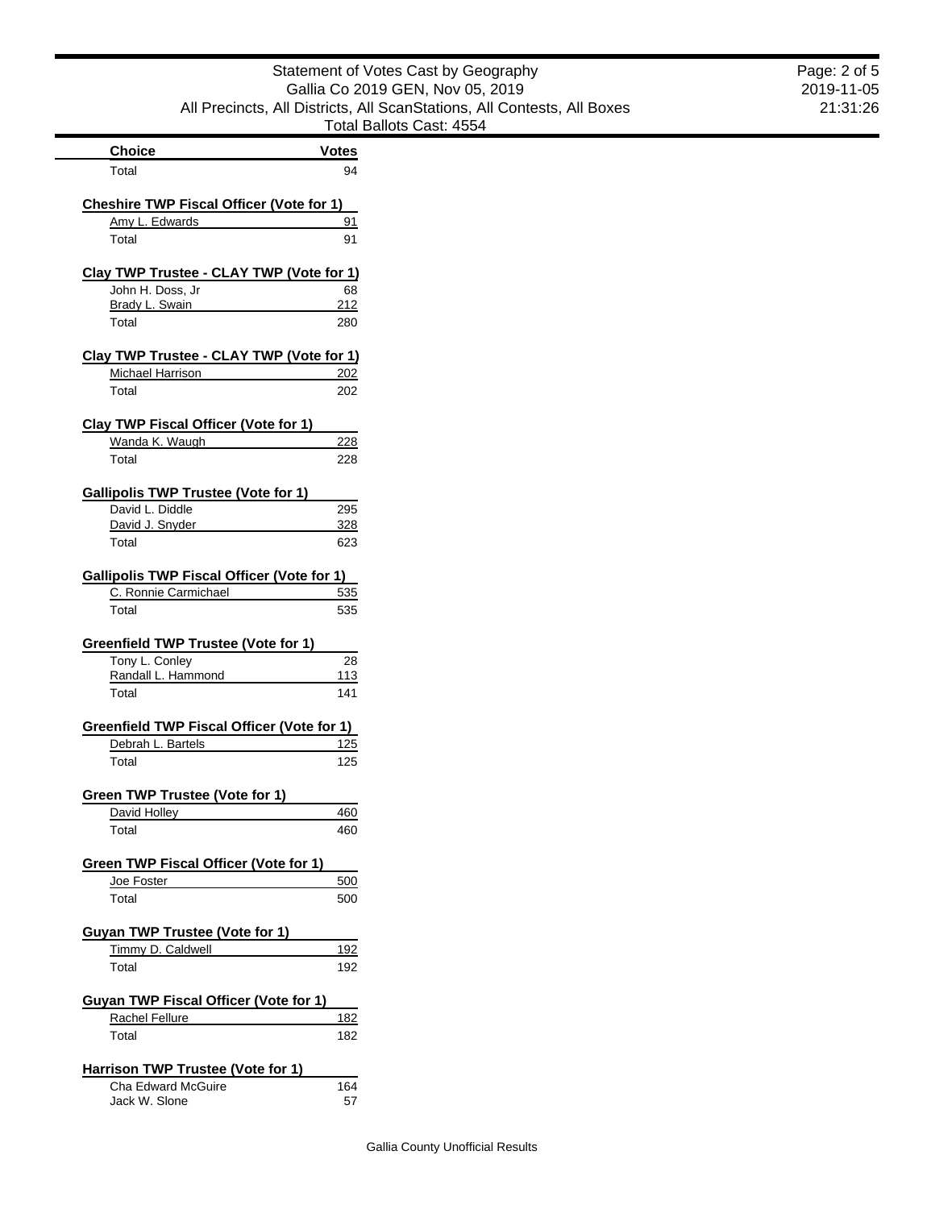| Choice | Votes |
|---|---|
| Total | 94 |

**Cheshire TWP Fiscal Officer (Vote for 1)**

| Choice | Votes |
|---|---|
| Amy L. Edwards | 91 |
| Total | 91 |

**Clay TWP Trustee - CLAY TWP (Vote for 1)**

| Choice | Votes |
|---|---|
| John H. Doss, Jr | 68 |
| Brady L. Swain | 212 |
| Total | 280 |

**Clay TWP Trustee - CLAY TWP (Vote for 1)**

| Choice | Votes |
|---|---|
| Michael Harrison | 202 |
| Total | 202 |

**Clay TWP Fiscal Officer (Vote for 1)**

| Choice | Votes |
|---|---|
| Wanda K. Waugh | 228 |
| Total | 228 |

**Gallipolis TWP Trustee (Vote for 1)**

| Choice | Votes |
|---|---|
| David L. Diddle | 295 |
| David J. Snyder | 328 |
| Total | 623 |

**Gallipolis TWP Fiscal Officer (Vote for 1)**

| Choice | Votes |
|---|---|
| C. Ronnie Carmichael | 535 |
| Total | 535 |

**Greenfield TWP Trustee (Vote for 1)**

| Choice | Votes |
|---|---|
| Tony L. Conley | 28 |
| Randall L. Hammond | 113 |
| Total | 141 |

**Greenfield TWP Fiscal Officer (Vote for 1)**

| Choice | Votes |
|---|---|
| Debrah L. Bartels | 125 |
| Total | 125 |

**Green TWP Trustee (Vote for 1)**

| Choice | Votes |
|---|---|
| David Holley | 460 |
| Total | 460 |

**Green TWP Fiscal Officer (Vote for 1)**

| Choice | Votes |
|---|---|
| Joe Foster | 500 |
| Total | 500 |

**Guyan TWP Trustee (Vote for 1)**

| Choice | Votes |
|---|---|
| Timmy D. Caldwell | 192 |
| Total | 192 |

**Guyan TWP Fiscal Officer (Vote for 1)**

| Choice | Votes |
|---|---|
| Rachel Fellure | 182 |
| Total | 182 |

**Harrison TWP Trustee (Vote for 1)**

| Choice | Votes |
|---|---|
| Cha Edward McGuire | 164 |
| Jack W. Slone | 57 |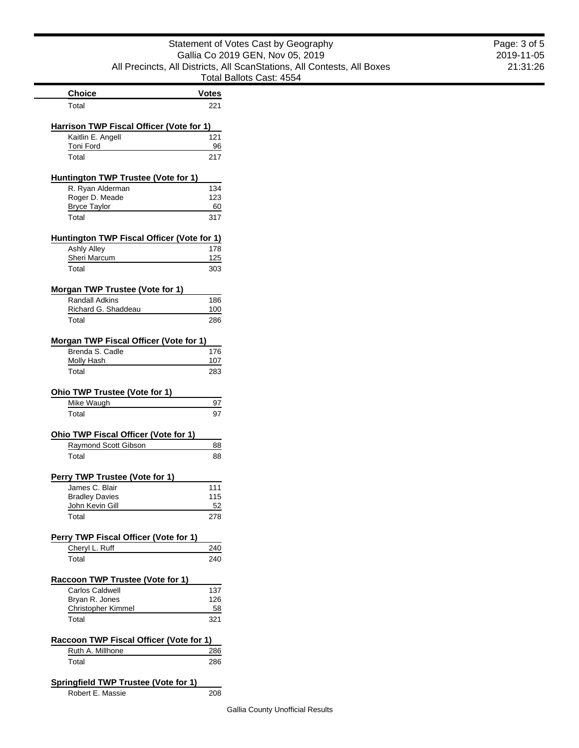| Choice | Votes |
| --- | --- |
| Total | 221 |

**Harrison TWP Fiscal Officer (Vote for 1)**

| Choice | Votes |
| --- | --- |
| Kaitlin E. Angell | 121 |
| Toni Ford | 96 |
| Total | 217 |

**Huntington TWP Trustee (Vote for 1)**

| Choice | Votes |
| --- | --- |
| R. Ryan Alderman | 134 |
| Roger D. Meade | 123 |
| Bryce Taylor | 60 |
| Total | 317 |

**Huntington TWP Fiscal Officer (Vote for 1)**

| Choice | Votes |
| --- | --- |
| Ashly Alley | 178 |
| Sheri Marcum | 125 |
| Total | 303 |

**Morgan TWP Trustee (Vote for 1)**

| Choice | Votes |
| --- | --- |
| Randall Adkins | 186 |
| Richard G. Shaddeau | 100 |
| Total | 286 |

**Morgan TWP Fiscal Officer (Vote for 1)**

| Choice | Votes |
| --- | --- |
| Brenda S. Cadle | 176 |
| Molly Hash | 107 |
| Total | 283 |

**Ohio TWP Trustee (Vote for 1)**

| Choice | Votes |
| --- | --- |
| Mike Waugh | 97 |
| Total | 97 |

**Ohio TWP Fiscal Officer (Vote for 1)**

| Choice | Votes |
| --- | --- |
| Raymond Scott Gibson | 88 |
| Total | 88 |

**Perry TWP Trustee (Vote for 1)**

| Choice | Votes |
| --- | --- |
| James C. Blair | 111 |
| Bradley Davies | 115 |
| John Kevin Gill | 52 |
| Total | 278 |

**Perry TWP Fiscal Officer (Vote for 1)**

| Choice | Votes |
| --- | --- |
| Cheryl L. Ruff | 240 |
| Total | 240 |

**Raccoon TWP Trustee (Vote for 1)**

| Choice | Votes |
| --- | --- |
| Carlos Caldwell | 137 |
| Bryan R. Jones | 126 |
| Christopher Kimmel | 58 |
| Total | 321 |

**Raccoon TWP Fiscal Officer (Vote for 1)**

| Choice | Votes |
| --- | --- |
| Ruth A. Millhone | 286 |
| Total | 286 |

**Springfield TWP Trustee (Vote for 1)**

| Choice | Votes |
| --- | --- |
| Robert E. Massie | 208 |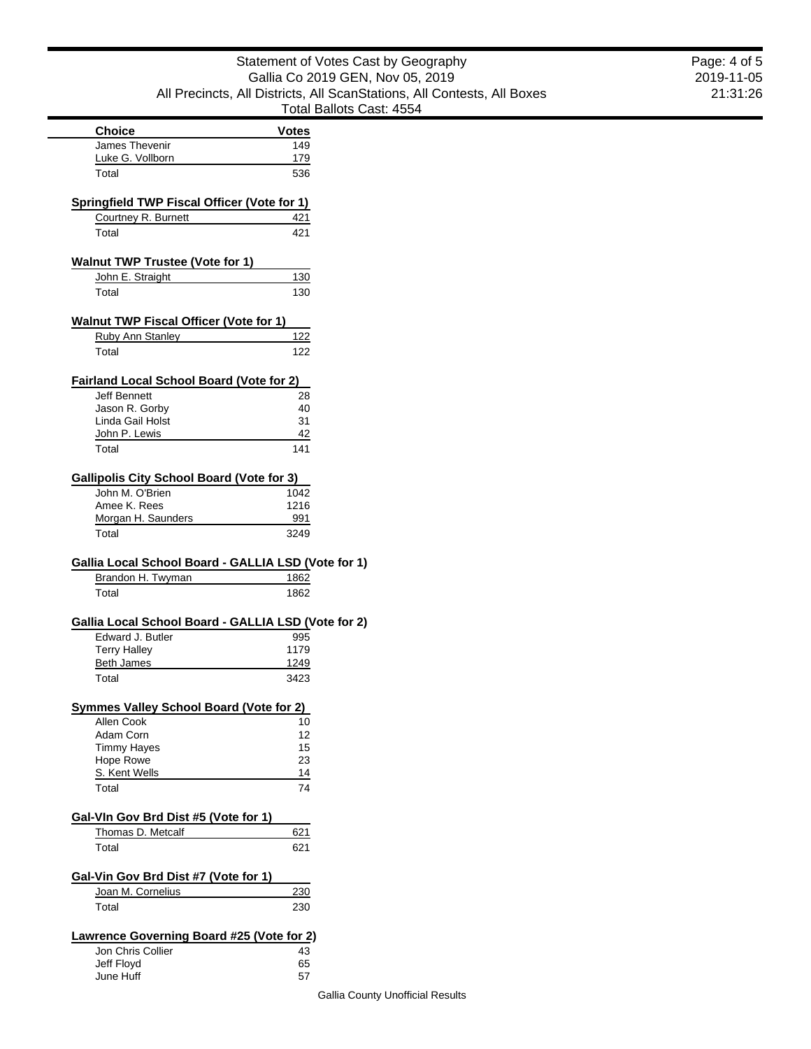| Choice | Votes |
|---|---|
| James Thevenir | 149 |
| Luke G. Vollborn | 179 |
| Total | 536 |

**Springfield TWP Fiscal Officer (Vote for 1)**

| Choice | Votes |
|---|---|
| Courtney R. Burnett | 421 |
| Total | 421 |

**Walnut TWP Trustee (Vote for 1)**

| Choice | Votes |
|---|---|
| John E. Straight | 130 |
| Total | 130 |

**Walnut TWP Fiscal Officer (Vote for 1)**

| Choice | Votes |
|---|---|
| Ruby Ann Stanley | 122 |
| Total | 122 |

**Fairland Local School Board (Vote for 2)**

| Choice | Votes |
|---|---|
| Jeff Bennett | 28 |
| Jason R. Gorby | 40 |
| Linda Gail Holst | 31 |
| John P. Lewis | 42 |
| Total | 141 |

**Gallipolis City School Board (Vote for 3)**

| Choice | Votes |
|---|---|
| John M. O'Brien | 1042 |
| Amee K. Rees | 1216 |
| Morgan H. Saunders | 991 |
| Total | 3249 |

**Gallia Local School Board - GALLIA LSD (Vote for 1)**

| Choice | Votes |
|---|---|
| Brandon H. Twyman | 1862 |
| Total | 1862 |

**Gallia Local School Board - GALLIA LSD (Vote for 2)**

| Choice | Votes |
|---|---|
| Edward J. Butler | 995 |
| Terry Halley | 1179 |
| Beth James | 1249 |
| Total | 3423 |

**Symmes Valley School Board (Vote for 2)**

| Choice | Votes |
|---|---|
| Allen Cook | 10 |
| Adam Corn | 12 |
| Timmy Hayes | 15 |
| Hope Rowe | 23 |
| S. Kent Wells | 14 |
| Total | 74 |

**Gal-Vln Gov Brd Dist #5 (Vote for 1)**

| Choice | Votes |
|---|---|
| Thomas D. Metcalf | 621 |
| Total | 621 |

**Gal-Vin Gov Brd Dist #7 (Vote for 1)**

| Choice | Votes |
|---|---|
| Joan M. Cornelius | 230 |
| Total | 230 |

**Lawrence Governing Board #25 (Vote for 2)**

| Choice | Votes |
|---|---|
| Jon Chris Collier | 43 |
| Jeff Floyd | 65 |
| June Huff | 57 |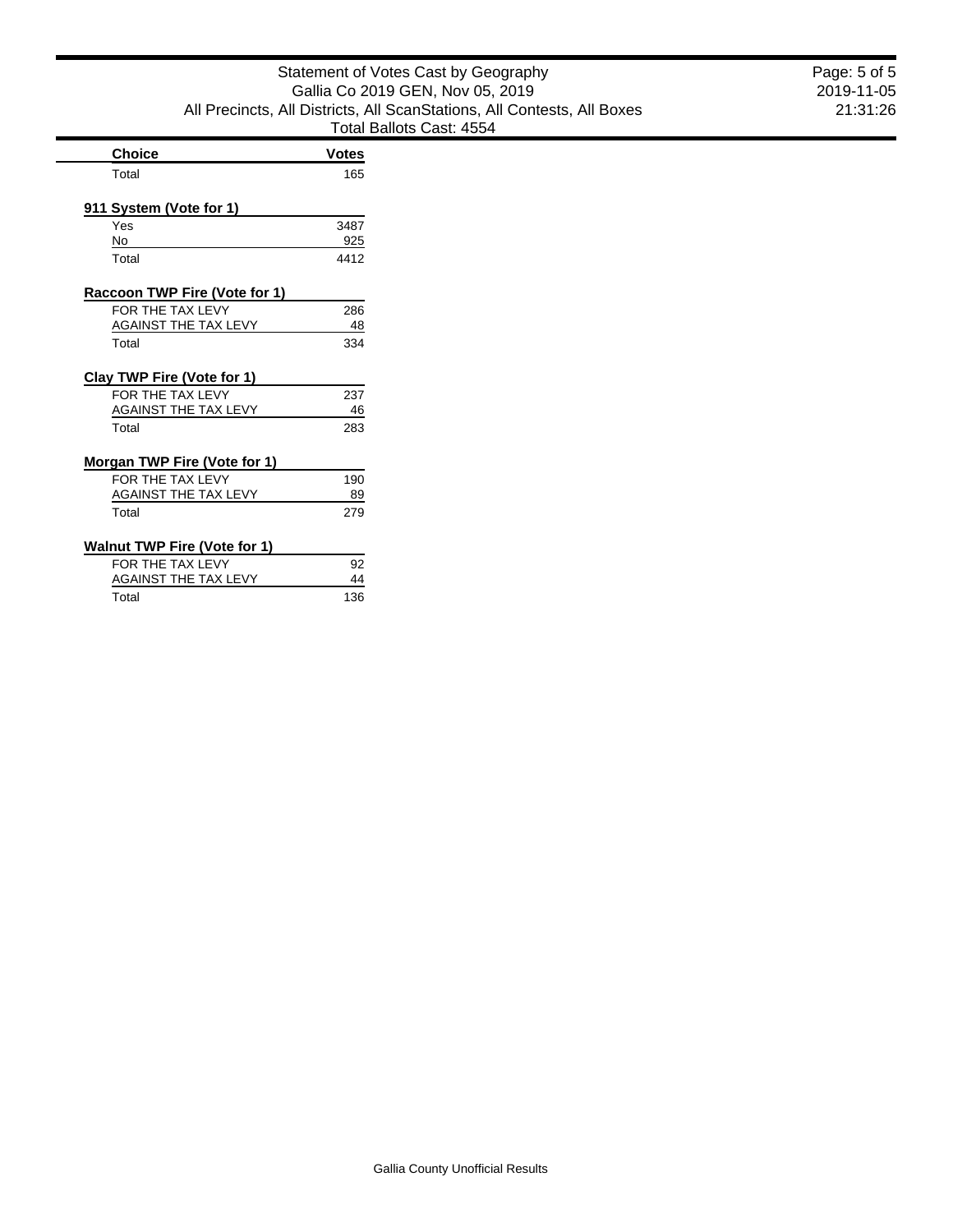# Statement of Votes Cast by Geography

Gallia Co 2019 GEN, Nov 05, 2019

All Precincts, All Districts, All ScanStations, All Contests, All Boxes

Total Ballots Cast: 4554

| Choice | Votes |
|---|---|
| Total | 165 |

**911 System (Vote for 1)**

| Choice | Votes |
|---|---|
| Yes | 3487 |
| No | 925 |
| Total | 4412 |

**Raccoon TWP Fire (Vote for 1)**

| Choice | Votes |
|---|---|
| FOR THE TAX LEVY | 286 |
| AGAINST THE TAX LEVY | 48 |
| Total | 334 |

**Clay TWP Fire (Vote for 1)**

| Choice | Votes |
|---|---|
| FOR THE TAX LEVY | 237 |
| AGAINST THE TAX LEVY | 46 |
| Total | 283 |

**Morgan TWP Fire (Vote for 1)**

| Choice | Votes |
|---|---|
| FOR THE TAX LEVY | 190 |
| AGAINST THE TAX LEVY | 89 |
| Total | 279 |

**Walnut TWP Fire (Vote for 1)**

| Choice | Votes |
|---|---|
| FOR THE TAX LEVY | 92 |
| AGAINST THE TAX LEVY | 44 |
| Total | 136 |